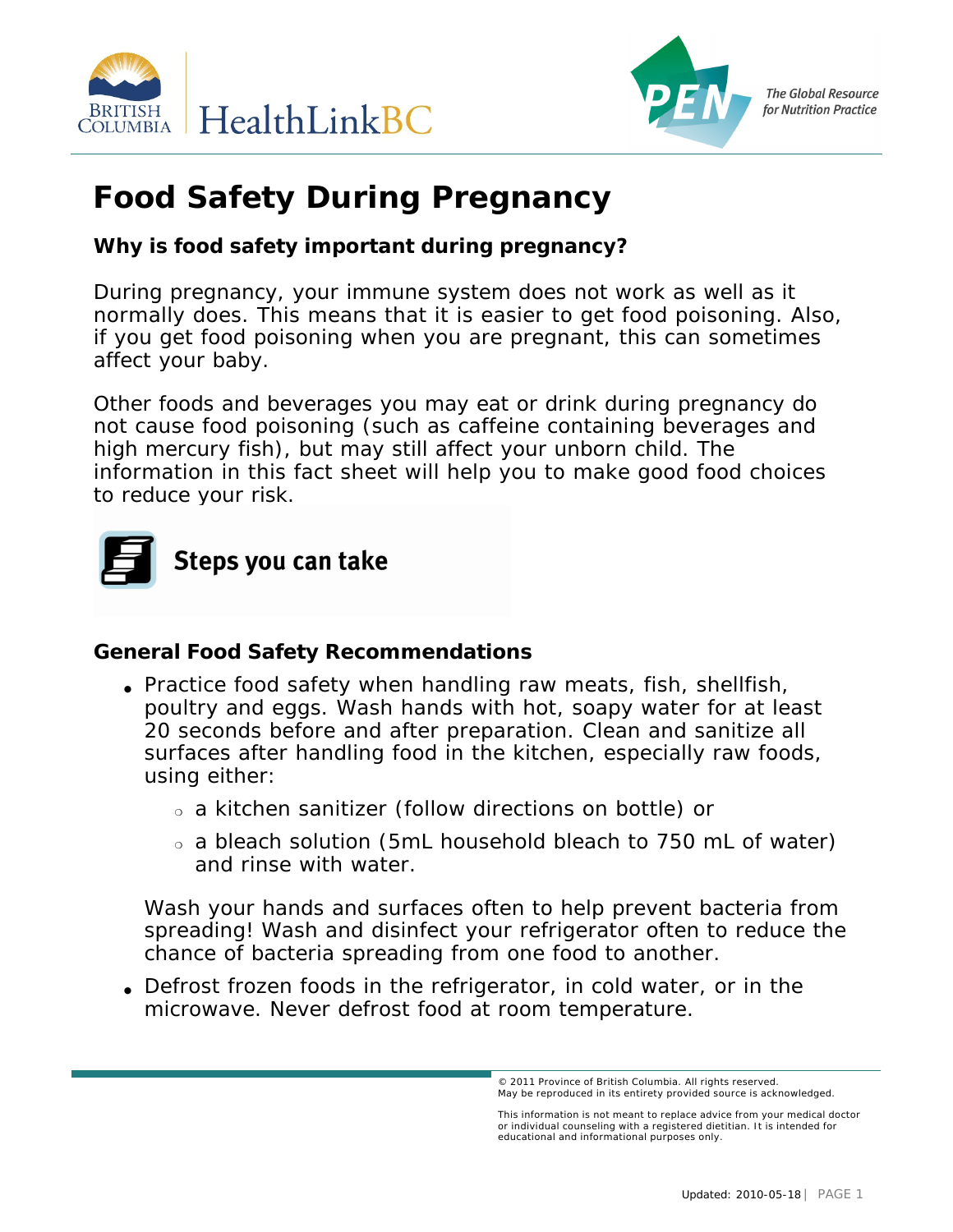# Food Safety During Pregnancy

### Why is food safety important during pregnancy?

During pregnancy, your immune system does not work as well as it normally does. This means that it is easier to get food poisoning. Also, if you get food poisoning when you are pregnant, this can sometimes affect your baby.

Other foods and beverages you may eat or drink during pregnancy do not cause food poisoning (such as caffeine containing beverages and high mercury fish), but may still affect your unborn child. The information in this fact sheet will help you to make good food choices to reduce your risk.

## Steps you can take

### General Food Safety Recommendations

- Practice food safety when handling raw meats, fish, shellfish, poultry and eggs. Wash hands with hot, soapy water for at least 20 seconds before and after preparation. Clean and sanitize all surfaces after handling food in the kitchen, especially raw foods, using either:
    - a kitchen sanitizer (follow directions on bottle) or
    - a bleach solution (5mL household bleach to 750 mL of water) and rinse with water.

  Wash your hands and surfaces often to help prevent bacteria from spreading! Wash and disinfect your refrigerator often to reduce the chance of bacteria spreading from one food to another.

- Defrost frozen foods in the refrigerator, in cold water, or in the microwave. Never defrost food at room temperature.

© 2011 Province of British Columbia. All rights reserved.
May be reproduced in its entirety provided source is acknowledged.

This information is not meant to replace advice from your medical doctor or individual counseling with a registered dietitian. It is intended for educational and informational purposes only.

Updated: 2010-05-18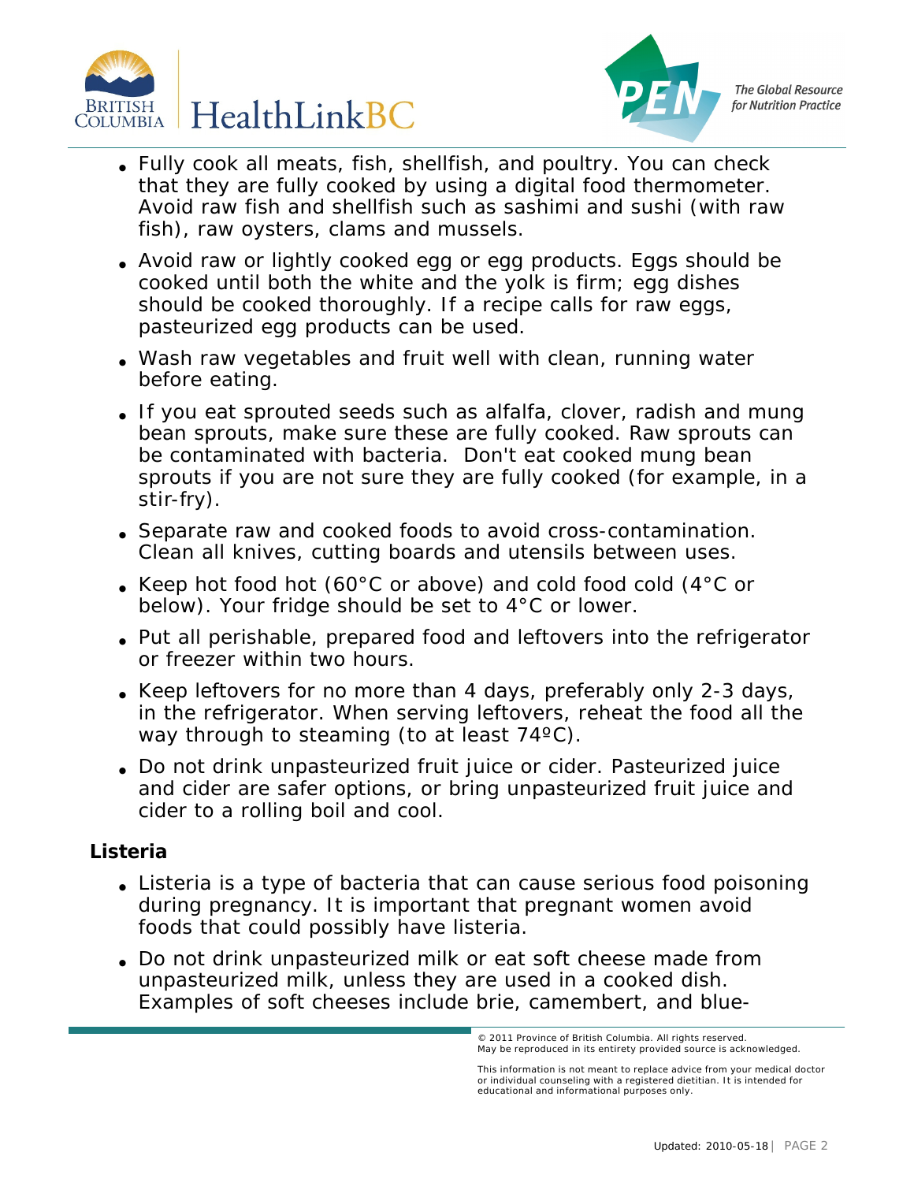- Fully cook all meats, fish, shellfish, and poultry. You can check that they are fully cooked by using a digital food thermometer. Avoid raw fish and shellfish such as sashimi and sushi (with raw fish), raw oysters, clams and mussels.
- Avoid raw or lightly cooked egg or egg products. Eggs should be cooked until both the white and the yolk is firm; egg dishes should be cooked thoroughly. If a recipe calls for raw eggs, pasteurized egg products can be used.
- Wash raw vegetables and fruit well with clean, running water before eating.
- If you eat sprouted seeds such as alfalfa, clover, radish and mung bean sprouts, make sure these are fully cooked. Raw sprouts can be contaminated with bacteria. Don't eat cooked mung bean sprouts if you are not sure they are fully cooked (for example, in a stir-fry).
- Separate raw and cooked foods to avoid cross-contamination. Clean all knives, cutting boards and utensils between uses.
- Keep hot food hot (60°C or above) and cold food cold (4°C or below). Your fridge should be set to 4°C or lower.
- Put all perishable, prepared food and leftovers into the refrigerator or freezer within two hours.
- Keep leftovers for no more than 4 days, preferably only 2-3 days, in the refrigerator. When serving leftovers, reheat the food all the way through to steaming (to at least 74ºC).
- Do not drink unpasteurized fruit juice or cider. Pasteurized juice and cider are safer options, or bring unpasteurized fruit juice and cider to a rolling boil and cool.

**Listeria**

- Listeria is a type of bacteria that can cause serious food poisoning during pregnancy. It is important that pregnant women avoid foods that could possibly have listeria.
- Do not drink unpasteurized milk or eat soft cheese made from unpasteurized milk, unless they are used in a cooked dish. Examples of soft cheeses include brie, camembert, and blue-

© 2011 Province of British Columbia. All rights reserved.
May be reproduced in its entirety provided source is acknowledged.

This information is not meant to replace advice from your medical doctor or individual counseling with a registered dietitian. It is intended for educational and informational purposes only.

Updated: 2010-05-18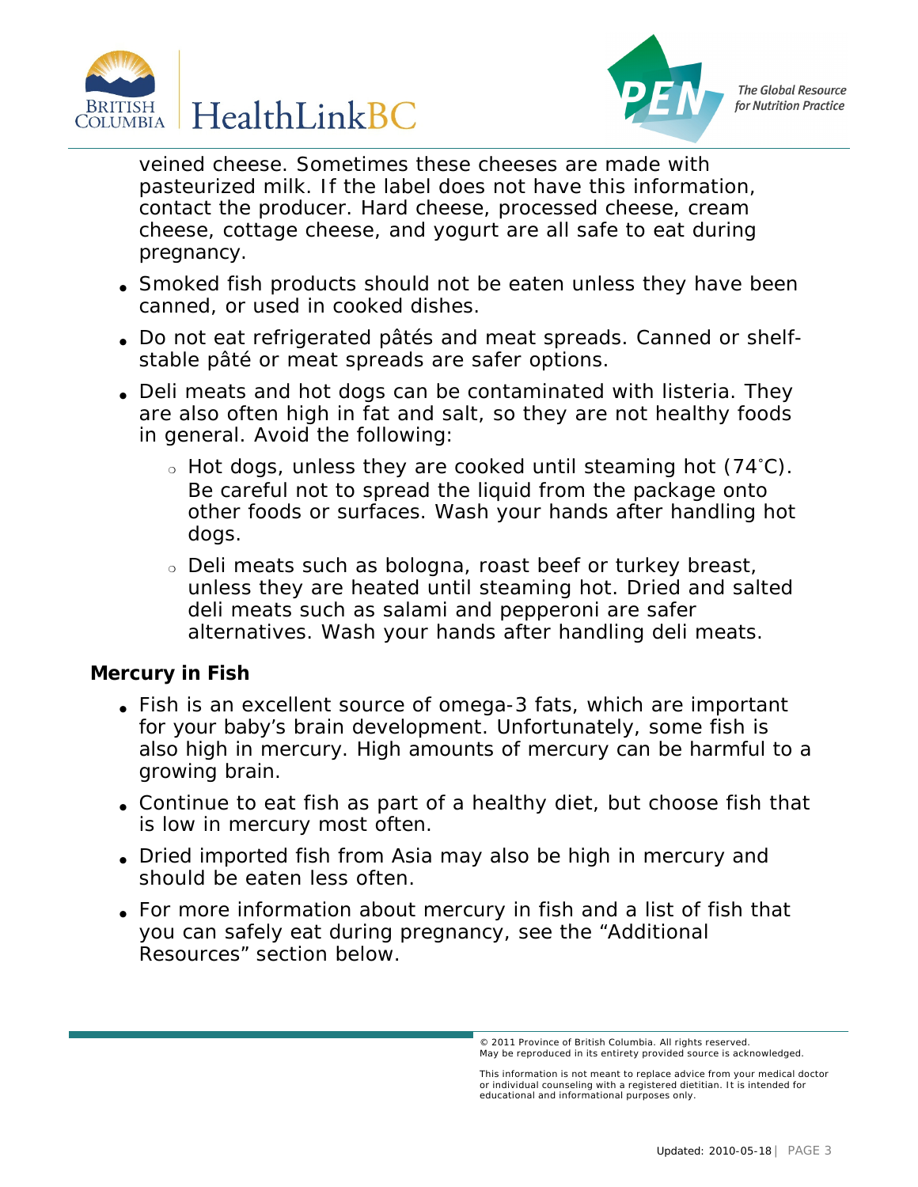veined cheese. Sometimes these cheeses are made with pasteurized milk. If the label does not have this information, contact the producer. Hard cheese, processed cheese, cream cheese, cottage cheese, and yogurt are all safe to eat during pregnancy.

- Smoked fish products should not be eaten unless they have been canned, or used in cooked dishes.
- Do not eat refrigerated pâtés and meat spreads. Canned or shelf-stable pâté or meat spreads are safer options.
- Deli meats and hot dogs can be contaminated with listeria. They are also often high in fat and salt, so they are not healthy foods in general. Avoid the following:
  - Hot dogs, unless they are cooked until steaming hot (74˚C). Be careful not to spread the liquid from the package onto other foods or surfaces. Wash your hands after handling hot dogs.
  - Deli meats such as bologna, roast beef or turkey breast, unless they are heated until steaming hot. Dried and salted deli meats such as salami and pepperoni are safer alternatives. Wash your hands after handling deli meats.

**Mercury in Fish**

- Fish is an excellent source of omega-3 fats, which are important for your baby's brain development. Unfortunately, some fish is also high in mercury. High amounts of mercury can be harmful to a growing brain.
- Continue to eat fish as part of a healthy diet, but choose fish that is low in mercury most often.
- Dried imported fish from Asia may also be high in mercury and should be eaten less often.
- For more information about mercury in fish and a list of fish that you can safely eat during pregnancy, see the "Additional Resources" section below.

© 2011 Province of British Columbia. All rights reserved.
May be reproduced in its entirety provided source is acknowledged.

This information is not meant to replace advice from your medical doctor or individual counseling with a registered dietitian. It is intended for educational and informational purposes only.

Updated: 2010-05-18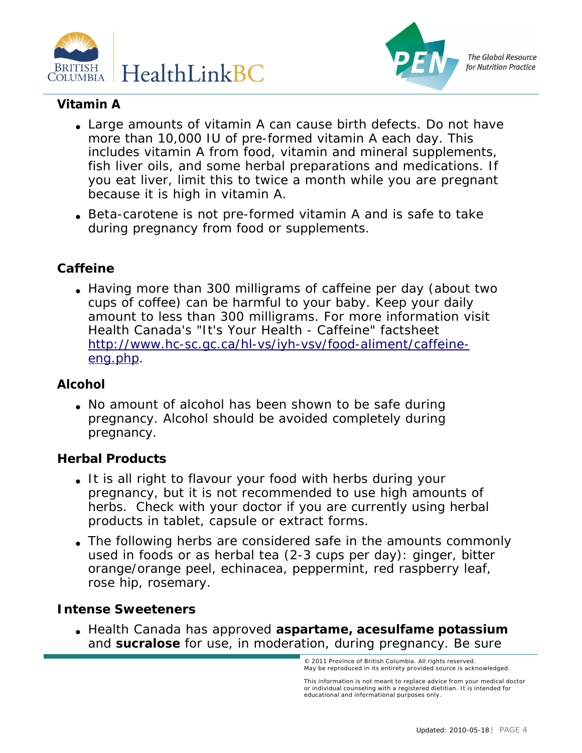### Vitamin A

- Large amounts of vitamin A can cause birth defects. Do not have more than 10,000 IU of pre-formed vitamin A each day. This includes vitamin A from food, vitamin and mineral supplements, fish liver oils, and some herbal preparations and medications. If you eat liver, limit this to twice a month while you are pregnant because it is high in vitamin A.
- Beta-carotene is not pre-formed vitamin A and is safe to take during pregnancy from food or supplements.

### Caffeine

- Having more than 300 milligrams of caffeine per day (about two cups of coffee) can be harmful to your baby. Keep your daily amount to less than 300 milligrams. For more information visit Health Canada's "It's Your Health - Caffeine" factsheet [http://www.hc-sc.gc.ca/hl-vs/iyh-vsv/food-aliment/caffeine-eng.php](http://www.hc-sc.gc.ca/hl-vs/iyh-vsv/food-aliment/caffeine-eng.php).

### Alcohol

- No amount of alcohol has been shown to be safe during pregnancy. Alcohol should be avoided completely during pregnancy.

### Herbal Products

- It is all right to flavour your food with herbs during your pregnancy, but it is not recommended to use high amounts of herbs. Check with your doctor if you are currently using herbal products in tablet, capsule or extract forms.
- The following herbs are considered safe in the amounts commonly used in foods or as herbal tea (2-3 cups per day): ginger, bitter orange/orange peel, echinacea, peppermint, red raspberry leaf, rose hip, rosemary.

### Intense Sweeteners

- Health Canada has approved **aspartame, acesulfame potassium** and **sucralose** for use, in moderation, during pregnancy. Be sure

© 2011 Province of British Columbia. All rights reserved.
May be reproduced in its entirety provided source is acknowledged.

This information is not meant to replace advice from your medical doctor or individual counseling with a registered dietitian. It is intended for educational and informational purposes only.

Updated: 2010-05-18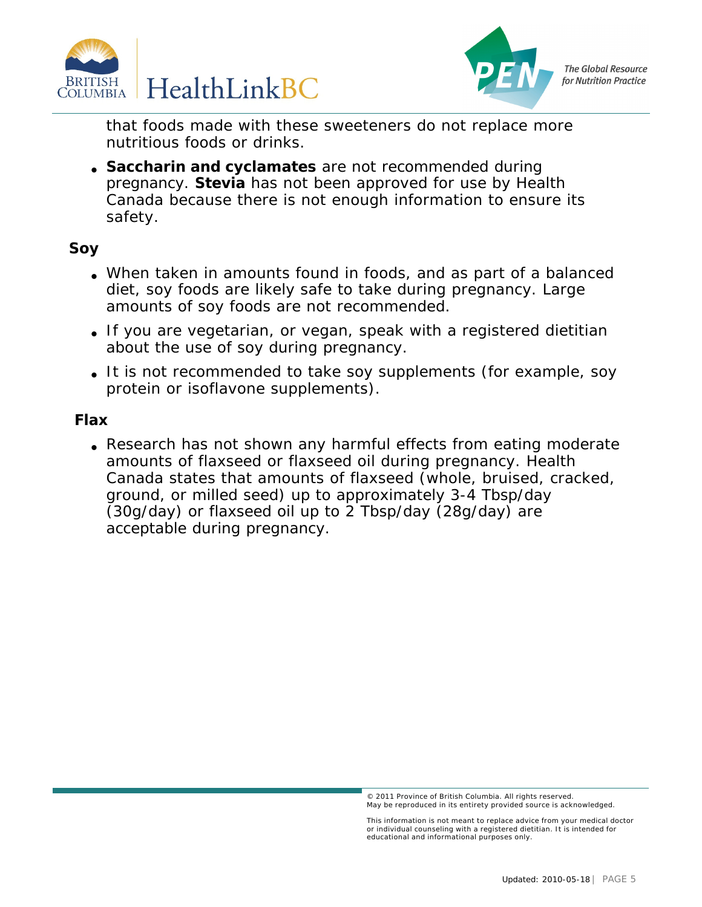that foods made with these sweeteners do not replace more nutritious foods or drinks.

- **Saccharin and cyclamates** are not recommended during pregnancy. **Stevia** has not been approved for use by Health Canada because there is not enough information to ensure its safety.

## Soy

- When taken in amounts found in foods, and as part of a balanced diet, soy foods are likely safe to take during pregnancy. Large amounts of soy foods are not recommended.
- If you are vegetarian, or vegan, speak with a registered dietitian about the use of soy during pregnancy.
- It is not recommended to take soy supplements (for example, soy protein or isoflavone supplements).

## Flax

- Research has not shown any harmful effects from eating moderate amounts of flaxseed or flaxseed oil during pregnancy. Health Canada states that amounts of flaxseed (whole, bruised, cracked, ground, or milled seed) up to approximately 3-4 Tbsp/day (30g/day) or flaxseed oil up to 2 Tbsp/day (28g/day) are acceptable during pregnancy.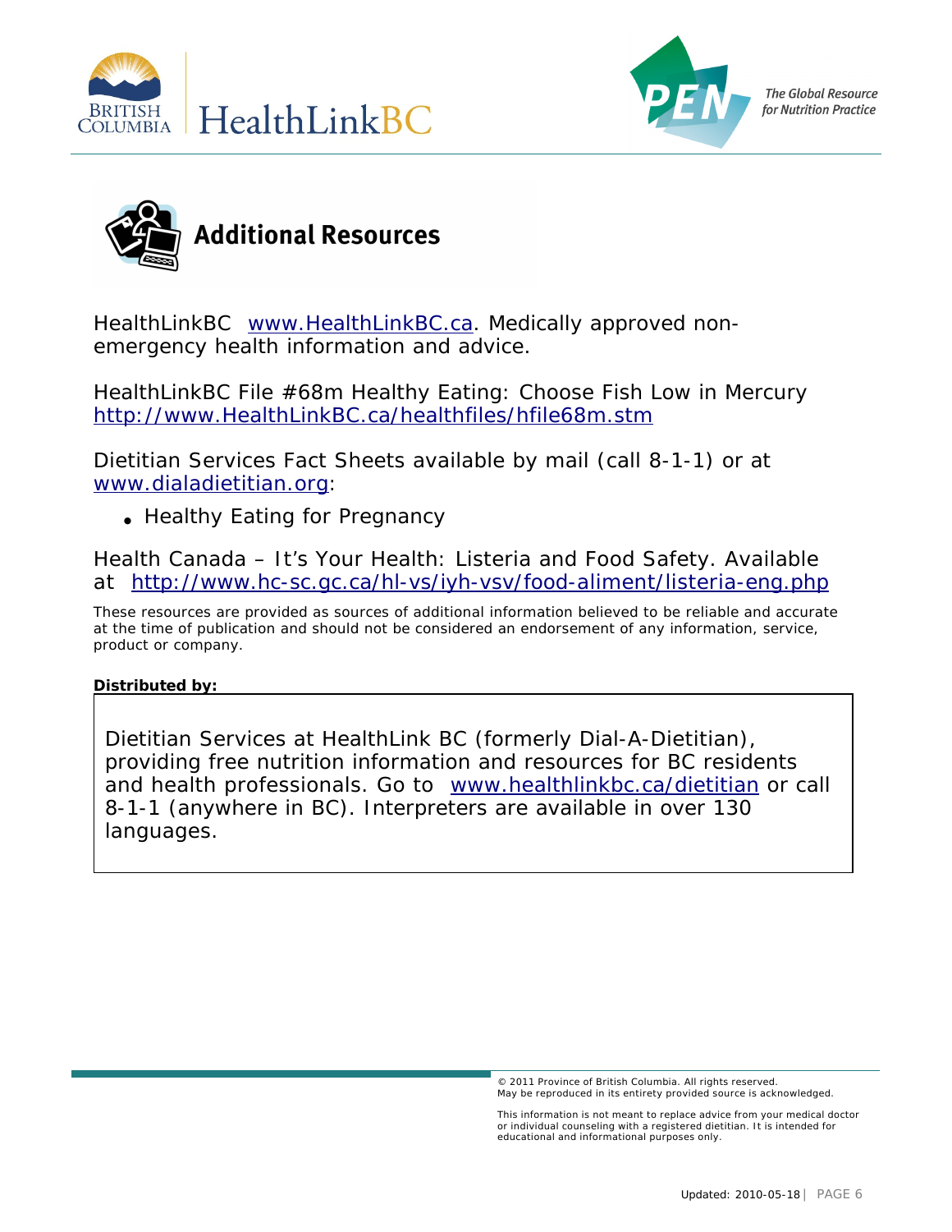## Additional Resources

HealthLinkBC www.HealthLinkBC.ca. Medically approved non-emergency health information and advice.

HealthLinkBC File #68m Healthy Eating: Choose Fish Low in Mercury http://www.HealthLinkBC.ca/healthfiles/hfile68m.stm

Dietitian Services Fact Sheets available by mail (call 8-1-1) or at www.dialadietitian.org:

- Healthy Eating for Pregnancy

Health Canada – It's Your Health: Listeria and Food Safety. Available at http://www.hc-sc.gc.ca/hl-vs/iyh-vsv/food-aliment/listeria-eng.php

These resources are provided as sources of additional information believed to be reliable and accurate at the time of publication and should not be considered an endorsement of any information, service, product or company.

**Distributed by:**

Dietitian Services at HealthLink BC (formerly Dial-A-Dietitian), providing free nutrition information and resources for BC residents and health professionals. Go to www.healthlinkbc.ca/dietitian or call 8-1-1 (anywhere in BC). Interpreters are available in over 130 languages.

© 2011 Province of British Columbia. All rights reserved.
May be reproduced in its entirety provided source is acknowledged.

This information is not meant to replace advice from your medical doctor or individual counseling with a registered dietitian. It is intended for educational and informational purposes only.

Updated: 2010-05-18